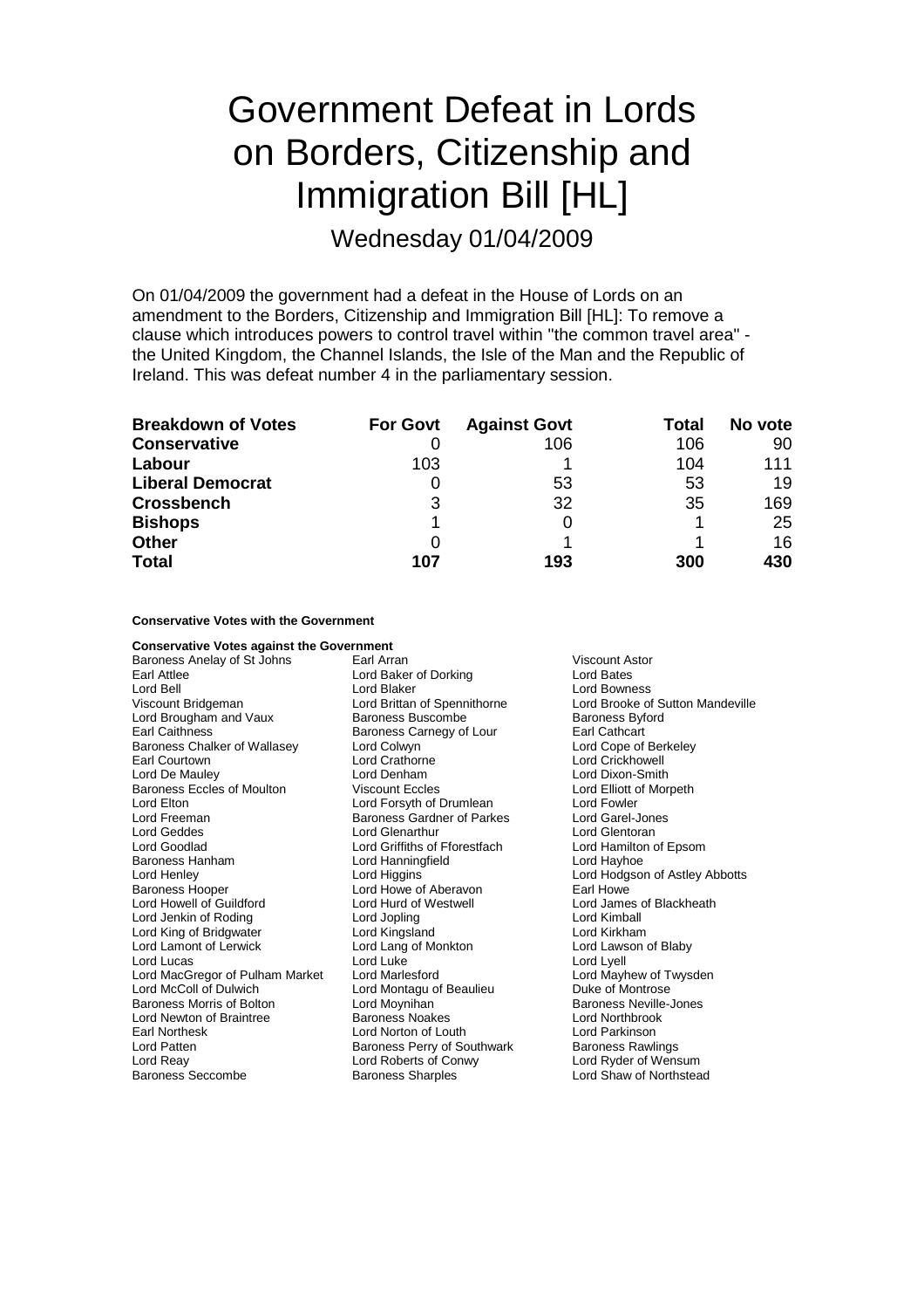# Government Defeat in Lords on Borders, Citizenship and Immigration Bill [HL]

Wednesday 01/04/2009

On 01/04/2009 the government had a defeat in the House of Lords on an amendment to the Borders, Citizenship and Immigration Bill [HL]: To remove a clause which introduces powers to control travel within "the common travel area" - the United Kingdom, the Channel Islands, the Isle of the Man and the Republic of Ireland. This was defeat number 4 in the parliamentary session.

| Breakdown of Votes | For Govt | Against Govt | Total | No vote |
|---|---|---|---|---|
| **Conservative** | 0 | 106 | 106 | 90 |
| **Labour** | 103 | 1 | 104 | 111 |
| **Liberal Democrat** | 0 | 53 | 53 | 19 |
| **Crossbench** | 3 | 32 | 35 | 169 |
| **Bishops** | 1 | 0 | 1 | 25 |
| **Other** | 0 | 1 | 1 | 16 |
| **Total** | **107** | **193** | **300** | **430** |

**Conservative Votes with the Government**

**Conservative Votes against the Government**

Baroness Anelay of St Johns
Earl Arran
Viscount Astor
Earl Attlee
Lord Baker of Dorking
Lord Bates
Lord Bell
Lord Blaker
Lord Bowness
Viscount Bridgeman
Lord Brittan of Spennithorne
Lord Brooke of Sutton Mandeville
Lord Brougham and Vaux
Baroness Buscombe
Baroness Byford
Earl Caithness
Baroness Carnegy of Lour
Earl Cathcart
Baroness Chalker of Wallasey
Lord Colwyn
Lord Cope of Berkeley
Earl Courtown
Lord Crathorne
Lord Crickhowell
Lord De Mauley
Lord Denham
Lord Dixon-Smith
Baroness Eccles of Moulton
Viscount Eccles
Lord Elliott of Morpeth
Lord Elton
Lord Forsyth of Drumlean
Lord Fowler
Lord Freeman
Baroness Gardner of Parkes
Lord Garel-Jones
Lord Geddes
Lord Glenarthur
Lord Glentoran
Lord Goodlad
Lord Griffiths of Fforestfach
Lord Hamilton of Epsom
Baroness Hanham
Lord Hanningfield
Lord Hayhoe
Lord Henley
Lord Higgins
Lord Hodgson of Astley Abbotts
Baroness Hooper
Lord Howe of Aberavon
Earl Howe
Lord Howell of Guildford
Lord Hurd of Westwell
Lord James of Blackheath
Lord Jenkin of Roding
Lord Jopling
Lord Kimball
Lord King of Bridgwater
Lord Kingsland
Lord Kirkham
Lord Lamont of Lerwick
Lord Lang of Monkton
Lord Lawson of Blaby
Lord Lucas
Lord Luke
Lord Lyell
Lord MacGregor of Pulham Market
Lord Marlesford
Lord Mayhew of Twysden
Lord McColl of Dulwich
Lord Montagu of Beaulieu
Duke of Montrose
Baroness Morris of Bolton
Lord Moynihan
Baroness Neville-Jones
Lord Newton of Braintree
Baroness Noakes
Lord Northbrook
Earl Northesk
Lord Norton of Louth
Lord Parkinson
Lord Patten
Baroness Perry of Southwark
Baroness Rawlings
Lord Reay
Lord Roberts of Conwy
Lord Ryder of Wensum
Baroness Seccombe
Baroness Sharples
Lord Shaw of Northstead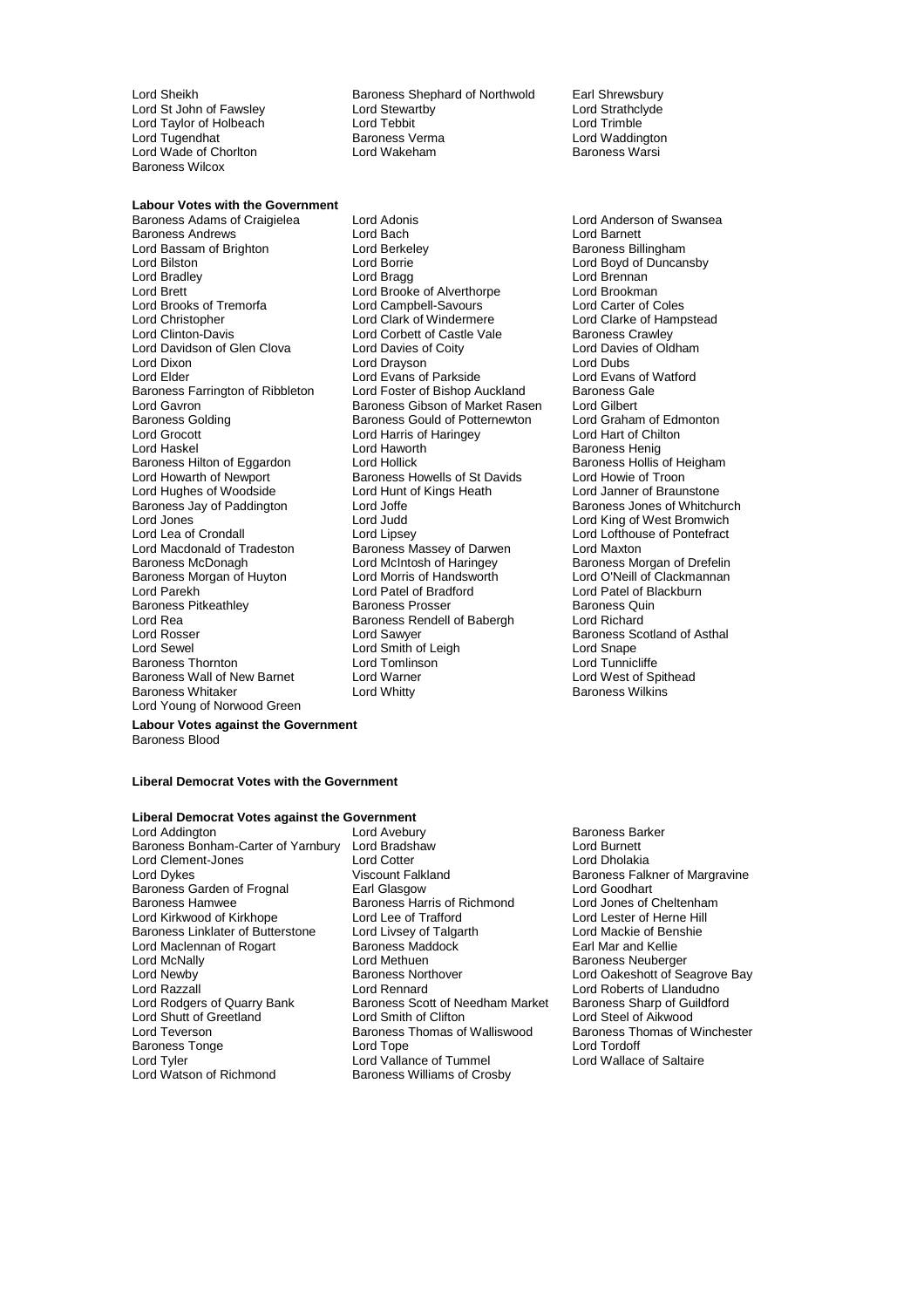Lord Sheikh
Baroness Shephard of Northwold
Earl Shrewsbury
Lord St John of Fawsley
Lord Stewartby
Lord Strathclyde
Lord Taylor of Holbeach
Lord Tebbit
Lord Trimble
Lord Tugendhat
Baroness Verma
Lord Waddington
Lord Wade of Chorlton
Lord Wakeham
Baroness Warsi
Baroness Wilcox

**Labour Votes with the Government**

Baroness Adams of Craigielea
Lord Adonis
Lord Anderson of Swansea
Baroness Andrews
Lord Bach
Lord Barnett
Lord Bassam of Brighton
Lord Berkeley
Baroness Billingham
Lord Bilston
Lord Borrie
Lord Boyd of Duncansby
Lord Bradley
Lord Bragg
Lord Brennan
Lord Brett
Lord Brooke of Alverthorpe
Lord Brookman
Lord Brooks of Tremorfa
Lord Campbell-Savours
Lord Carter of Coles
Lord Christopher
Lord Clark of Windermere
Lord Clarke of Hampstead
Lord Clinton-Davis
Lord Corbett of Castle Vale
Baroness Crawley
Lord Davidson of Glen Clova
Lord Davies of Coity
Lord Davies of Oldham
Lord Dixon
Lord Drayson
Lord Dubs
Lord Elder
Lord Evans of Parkside
Lord Evans of Watford
Baroness Farrington of Ribbleton
Lord Foster of Bishop Auckland
Baroness Gale
Lord Gavron
Baroness Gibson of Market Rasen
Lord Gilbert
Baroness Golding
Baroness Gould of Potternewton
Lord Graham of Edmonton
Lord Grocott
Lord Harris of Haringey
Lord Hart of Chilton
Lord Haskel
Lord Haworth
Baroness Henig
Baroness Hilton of Eggardon
Lord Hollick
Baroness Hollis of Heigham
Lord Howarth of Newport
Baroness Howells of St Davids
Lord Howie of Troon
Lord Hughes of Woodside
Lord Hunt of Kings Heath
Lord Janner of Braunstone
Baroness Jay of Paddington
Lord Joffe
Baroness Jones of Whitchurch
Lord Jones
Lord Judd
Lord King of West Bromwich
Lord Lea of Crondall
Lord Lipsey
Lord Lofthouse of Pontefract
Lord Macdonald of Tradeston
Baroness Massey of Darwen
Lord Maxton
Baroness McDonagh
Lord McIntosh of Haringey
Baroness Morgan of Drefelin
Baroness Morgan of Huyton
Lord Morris of Handsworth
Lord O'Neill of Clackmannan
Lord Parekh
Lord Patel of Bradford
Lord Patel of Blackburn
Baroness Pitkeathley
Baroness Prosser
Baroness Quin
Lord Rea
Baroness Rendell of Babergh
Lord Richard
Lord Rosser
Lord Sawyer
Baroness Scotland of Asthal
Lord Sewel
Lord Smith of Leigh
Lord Snape
Baroness Thornton
Lord Tomlinson
Lord Tunnicliffe
Baroness Wall of New Barnet
Lord Warner
Lord West of Spithead
Baroness Whitaker
Lord Whitty
Baroness Wilkins
Lord Young of Norwood Green

**Labour Votes against the Government**

Baroness Blood

**Liberal Democrat Votes with the Government**

**Liberal Democrat Votes against the Government**

Lord Addington
Lord Avebury
Baroness Barker
Baroness Bonham-Carter of Yarnbury
Lord Bradshaw
Lord Burnett
Lord Clement-Jones
Lord Cotter
Lord Dholakia
Lord Dykes
Viscount Falkland
Baroness Falkner of Margravine
Baroness Garden of Frognal
Earl Glasgow
Lord Goodhart
Baroness Hamwee
Baroness Harris of Richmond
Lord Jones of Cheltenham
Lord Kirkwood of Kirkhope
Lord Lee of Trafford
Lord Lester of Herne Hill
Baroness Linklater of Butterstone
Lord Livsey of Talgarth
Lord Mackie of Benshie
Lord Maclennan of Rogart
Baroness Maddock
Earl Mar and Kellie
Lord McNally
Lord Methuen
Baroness Neuberger
Lord Newby
Baroness Northover
Lord Oakeshott of Seagrove Bay
Lord Razzall
Lord Rennard
Lord Roberts of Llandudno
Lord Rodgers of Quarry Bank
Baroness Scott of Needham Market
Baroness Sharp of Guildford
Lord Shutt of Greetland
Lord Smith of Clifton
Lord Steel of Aikwood
Lord Teverson
Baroness Thomas of Walliswood
Baroness Thomas of Winchester
Baroness Tonge
Lord Tope
Lord Tordoff
Lord Tyler
Lord Vallance of Tummel
Lord Wallace of Saltaire
Lord Watson of Richmond
Baroness Williams of Crosby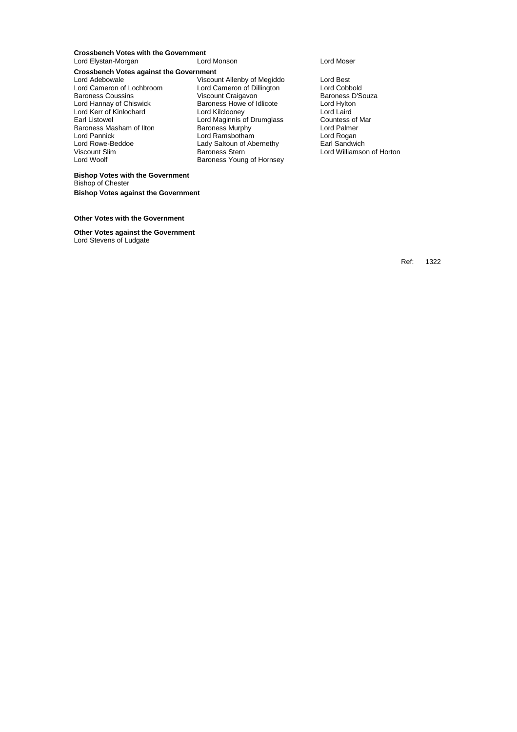**Crossbench Votes with the Government**

Lord Elystan-Morgan
Lord Monson
Lord Moser

**Crossbench Votes against the Government**

Lord Adebowale
Viscount Allenby of Megiddo
Lord Best
Lord Cameron of Lochbroom
Lord Cameron of Dillington
Lord Cobbold
Baroness Coussins
Viscount Craigavon
Baroness D'Souza
Lord Hannay of Chiswick
Baroness Howe of Idlicote
Lord Hylton
Lord Kerr of Kinlochard
Lord Kilclooney
Lord Laird
Earl Listowel
Lord Maginnis of Drumglass
Countess of Mar
Baroness Masham of Ilton
Baroness Murphy
Lord Palmer
Lord Pannick
Lord Ramsbotham
Lord Rogan
Lord Rowe-Beddoe
Lady Saltoun of Abernethy
Earl Sandwich
Viscount Slim
Baroness Stern
Lord Williamson of Horton
Lord Woolf
Baroness Young of Hornsey

**Bishop Votes with the Government**

Bishop of Chester

**Bishop Votes against the Government**

**Other Votes with the Government**

**Other Votes against the Government**

Lord Stevens of Ludgate

Ref: 1322